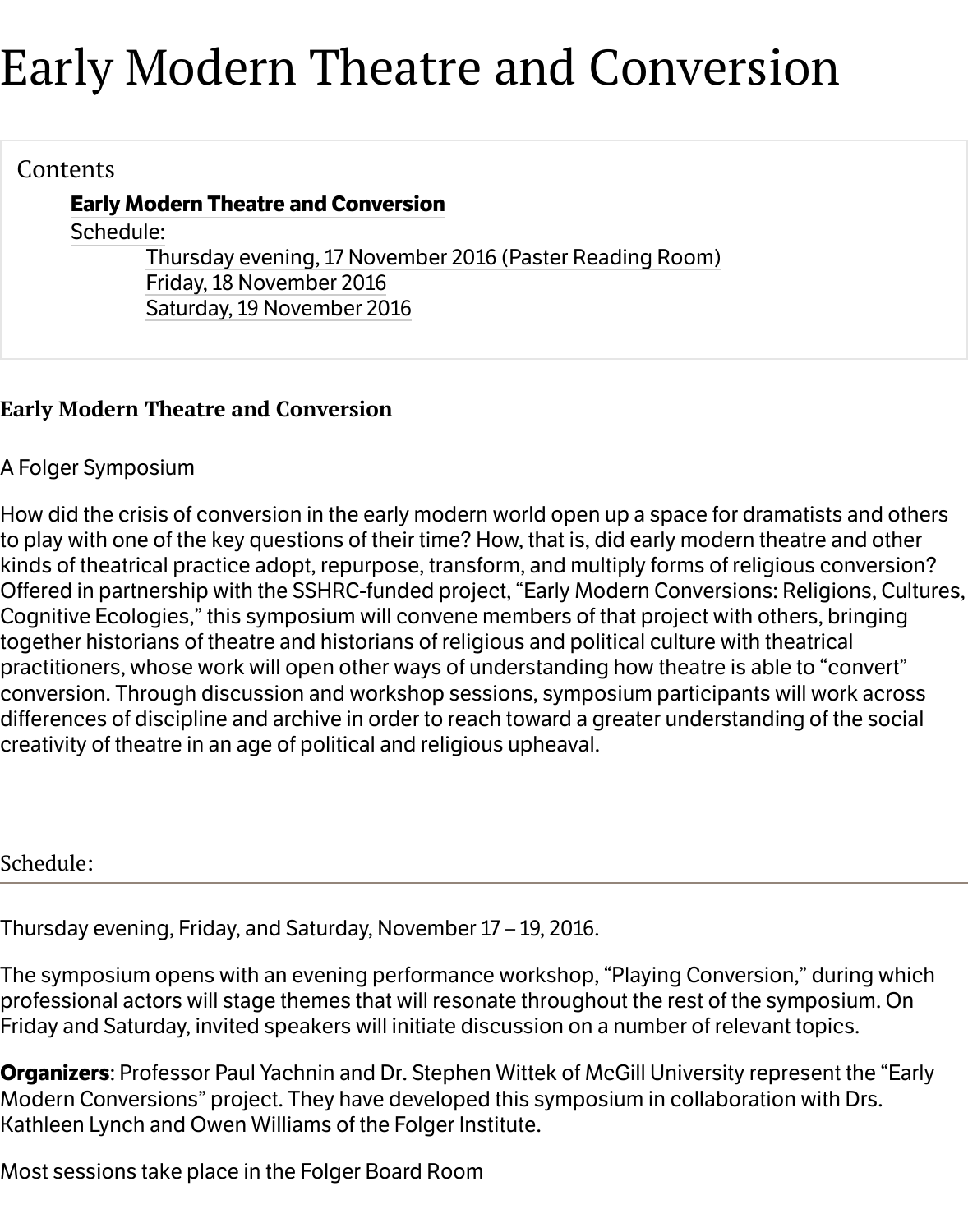# Early Modern Theatre and Conversion

Contents

- **Early Modern Theatre and Conversion**
- Schedule:
  - Thursday evening, 17 November 2016 (Paster Reading Room)
  - Friday, 18 November 2016
  - Saturday, 19 November 2016

### Early Modern Theatre and Conversion

A Folger Symposium

How did the crisis of conversion in the early modern world open up a space for dramatists and others to play with one of the key questions of their time? How, that is, did early modern theatre and other kinds of theatrical practice adopt, repurpose, transform, and multiply forms of religious conversion? Offered in partnership with the SSHRC-funded project, "Early Modern Conversions: Religions, Cultures, Cognitive Ecologies," this symposium will convene members of that project with others, bringing together historians of theatre and historians of religious and political culture with theatrical practitioners, whose work will open other ways of understanding how theatre is able to "convert" conversion. Through discussion and workshop sessions, symposium participants will work across differences of discipline and archive in order to reach toward a greater understanding of the social creativity of theatre in an age of political and religious upheaval.

## Schedule:

Thursday evening, Friday, and Saturday, November 17 – 19, 2016.

The symposium opens with an evening performance workshop, "Playing Conversion," during which professional actors will stage themes that will resonate throughout the rest of the symposium. On Friday and Saturday, invited speakers will initiate discussion on a number of relevant topics.

**Organizers**: Professor Paul Yachnin and Dr. Stephen Wittek of McGill University represent the "Early Modern Conversions" project. They have developed this symposium in collaboration with Drs. Kathleen Lynch and Owen Williams of the Folger Institute.

Most sessions take place in the Folger Board Room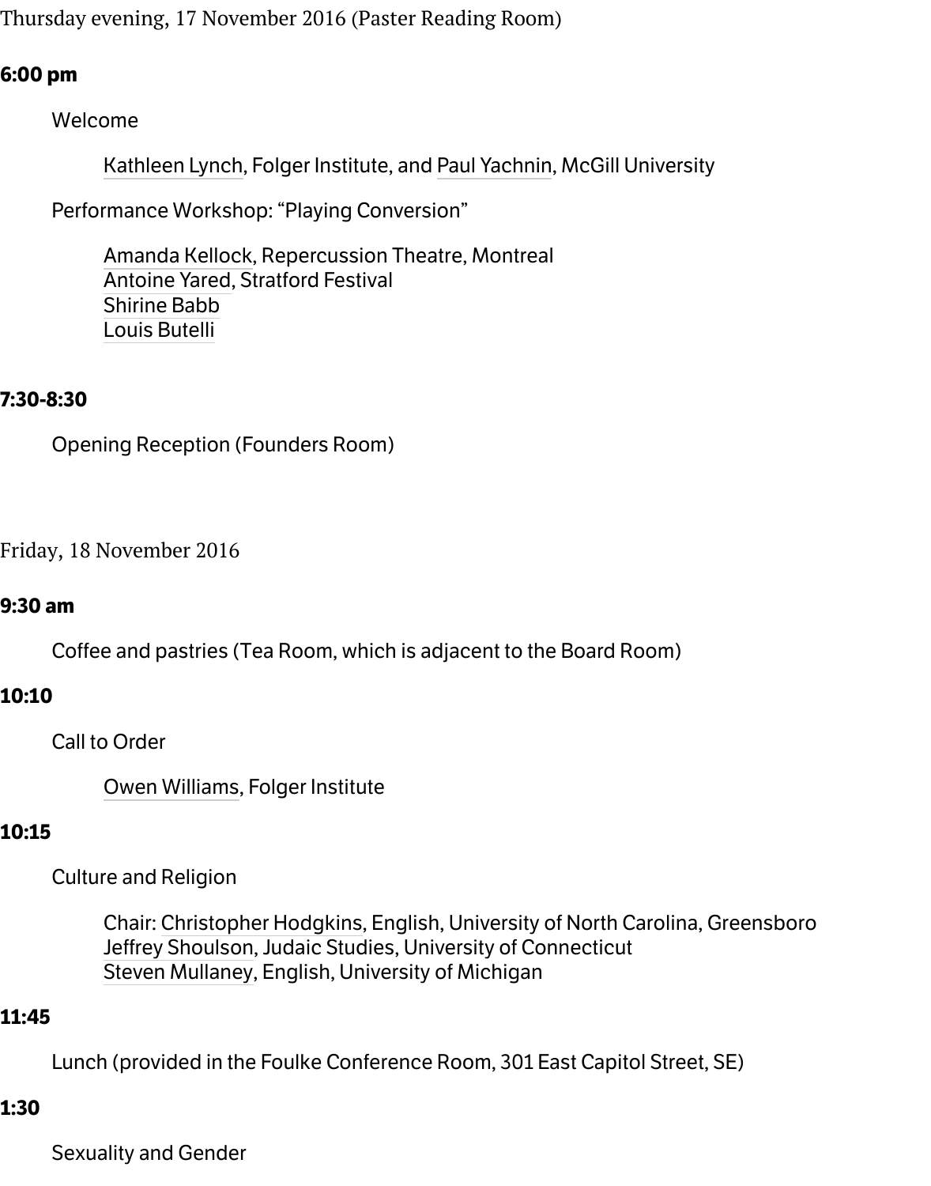Thursday evening, 17 November 2016 (Paster Reading Room)

**6:00 pm**

Welcome

Kathleen Lynch, Folger Institute, and Paul Yachnin, McGill University

Performance Workshop: "Playing Conversion"

Amanda Kellock, Repercussion Theatre, Montreal
Antoine Yared, Stratford Festival
Shirine Babb
Louis Butelli

**7:30-8:30**

Opening Reception (Founders Room)

Friday, 18 November 2016

**9:30 am**

Coffee and pastries (Tea Room, which is adjacent to the Board Room)

**10:10**

Call to Order

Owen Williams, Folger Institute

**10:15**

Culture and Religion

Chair: Christopher Hodgkins, English, University of North Carolina, Greensboro
Jeffrey Shoulson, Judaic Studies, University of Connecticut
Steven Mullaney, English, University of Michigan

**11:45**

Lunch (provided in the Foulke Conference Room, 301 East Capitol Street, SE)

**1:30**

Sexuality and Gender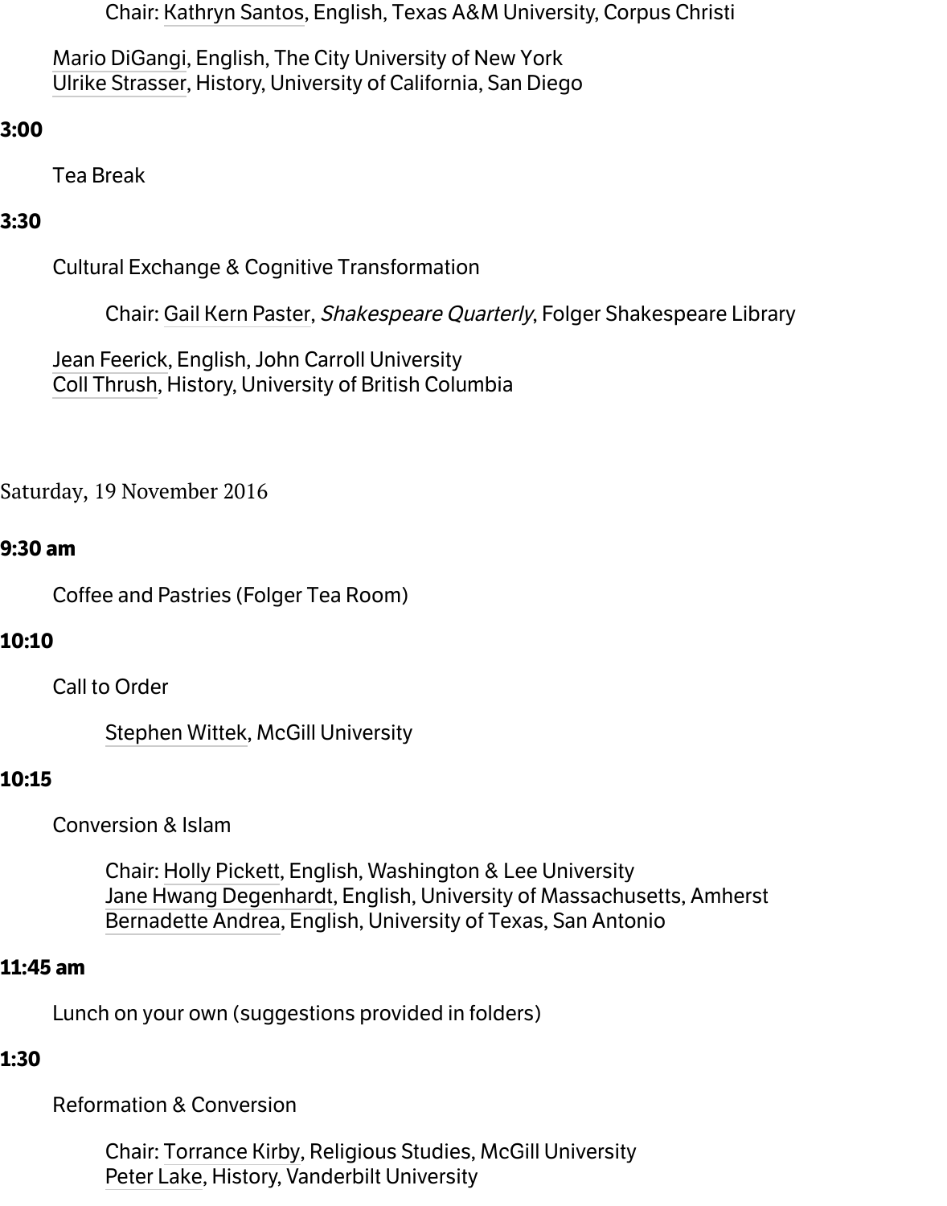Chair: Kathryn Santos, English, Texas A&M University, Corpus Christi

Mario DiGangi, English, The City University of New York
Ulrike Strasser, History, University of California, San Diego

**3:00**

Tea Break

**3:30**

Cultural Exchange & Cognitive Transformation

Chair: Gail Kern Paster, *Shakespeare Quarterly*, Folger Shakespeare Library

Jean Feerick, English, John Carroll University
Coll Thrush, History, University of British Columbia

## Saturday, 19 November 2016

**9:30 am**

Coffee and Pastries (Folger Tea Room)

**10:10**

Call to Order

Stephen Wittek, McGill University

**10:15**

Conversion & Islam

Chair: Holly Pickett, English, Washington & Lee University
Jane Hwang Degenhardt, English, University of Massachusetts, Amherst
Bernadette Andrea, English, University of Texas, San Antonio

**11:45 am**

Lunch on your own (suggestions provided in folders)

**1:30**

Reformation & Conversion

Chair: Torrance Kirby, Religious Studies, McGill University
Peter Lake, History, Vanderbilt University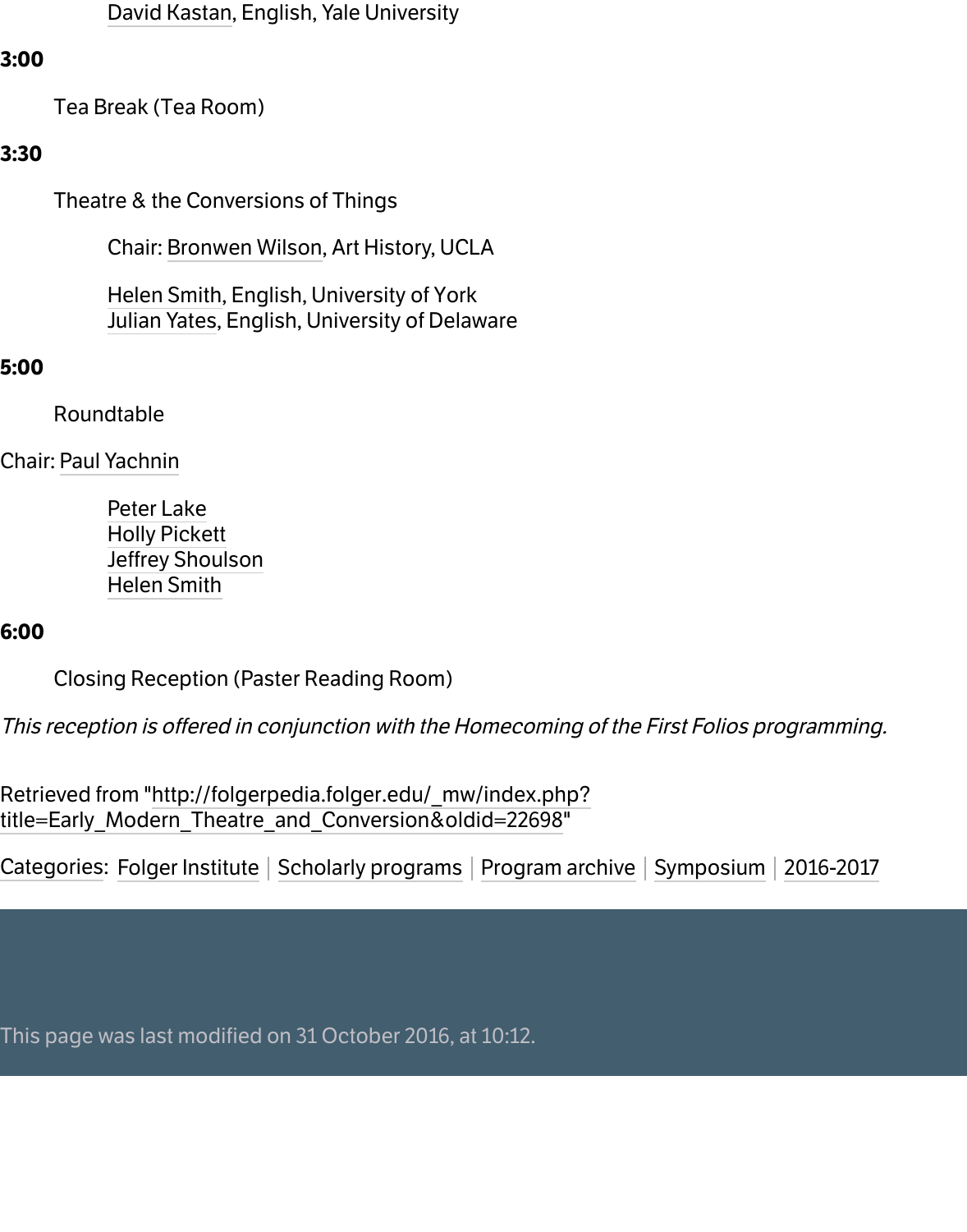David Kastan, English, Yale University

**3:00**

Tea Break (Tea Room)

**3:30**

Theatre & the Conversions of Things

Chair: Bronwen Wilson, Art History, UCLA

Helen Smith, English, University of York
Julian Yates, English, University of Delaware

**5:00**

Roundtable

Chair: Paul Yachnin

Peter Lake
Holly Pickett
Jeffrey Shoulson
Helen Smith

**6:00**

Closing Reception (Paster Reading Room)

*This reception is offered in conjunction with the Homecoming of the First Folios programming.*

Retrieved from "http://folgerpedia.folger.edu/_mw/index.php?title=Early_Modern_Theatre_and_Conversion&oldid=22698"

Categories: Folger Institute | Scholarly programs | Program archive | Symposium | 2016-2017

This page was last modified on 31 October 2016, at 10:12.